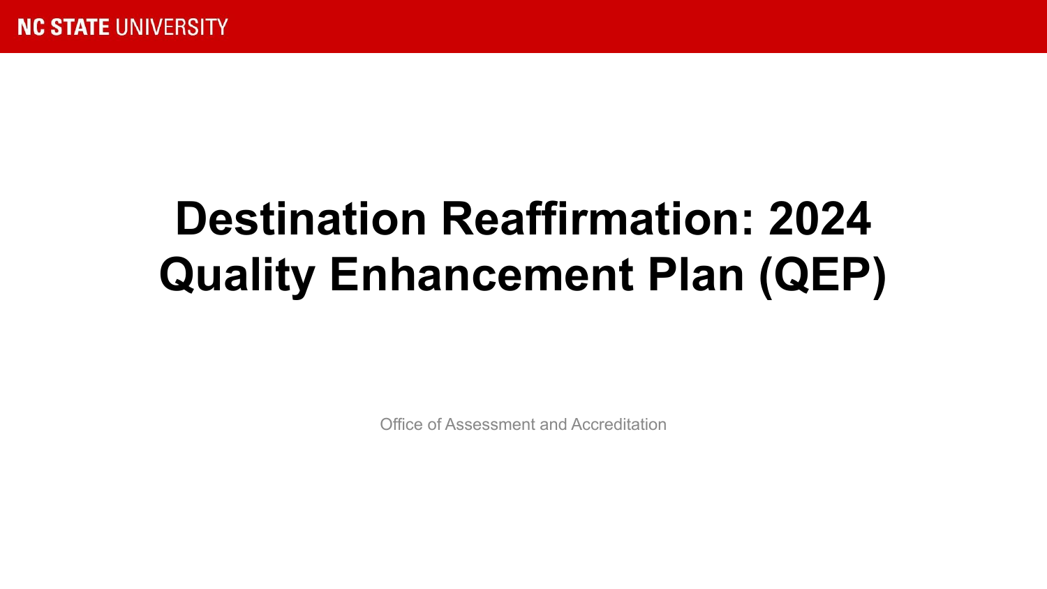NC STATE UNIVERSITY

# Destination Reaffirmation: 2024 Quality Enhancement Plan (QEP)

Office of Assessment and Accreditation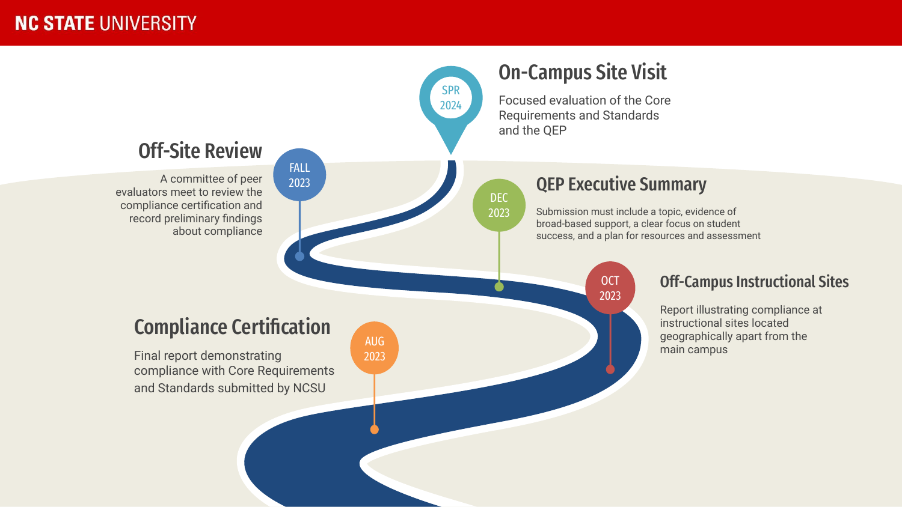**NC STATE UNIVERSITY**

## Compliance Certification

AUG 2023

Final report demonstrating compliance with Core Requirements and Standards submitted by NCSU

## Off-Campus Instructional Sites

OCT 2023

Report illustrating compliance at instructional sites located geographically apart from the main campus

## QEP Executive Summary

DEC 2023

Submission must include a topic, evidence of broad-based support, a clear focus on student success, and a plan for resources and assessment

## Off-Site Review

FALL 2023

A committee of peer evaluators meet to review the compliance certification and record preliminary findings about compliance

## On-Campus Site Visit

SPR 2024

Focused evaluation of the Core Requirements and Standards and the QEP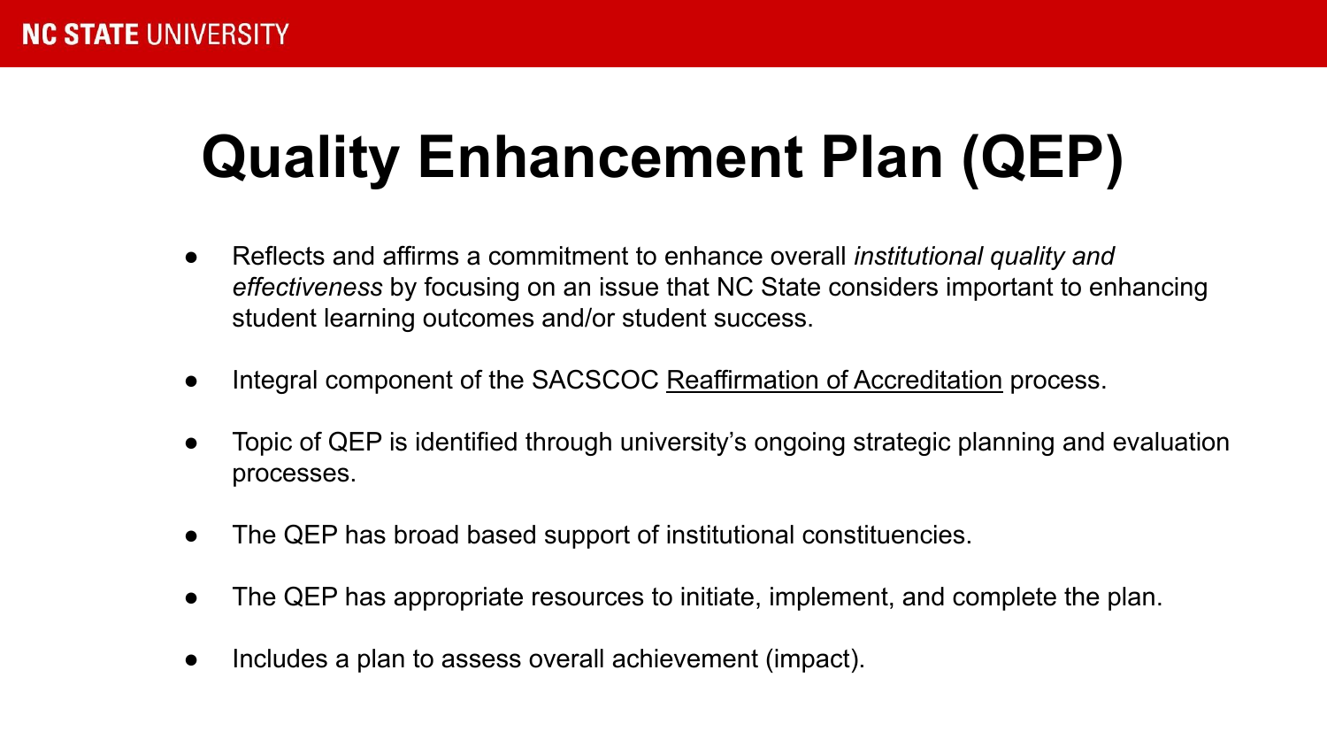# Quality Enhancement Plan (QEP)

- Reflects and affirms a commitment to enhance overall *institutional quality and effectiveness* by focusing on an issue that NC State considers important to enhancing student learning outcomes and/or student success.
- Integral component of the SACSCOC Reaffirmation of Accreditation process.
- Topic of QEP is identified through university's ongoing strategic planning and evaluation processes.
- The QEP has broad based support of institutional constituencies.
- The QEP has appropriate resources to initiate, implement, and complete the plan.
- Includes a plan to assess overall achievement (impact).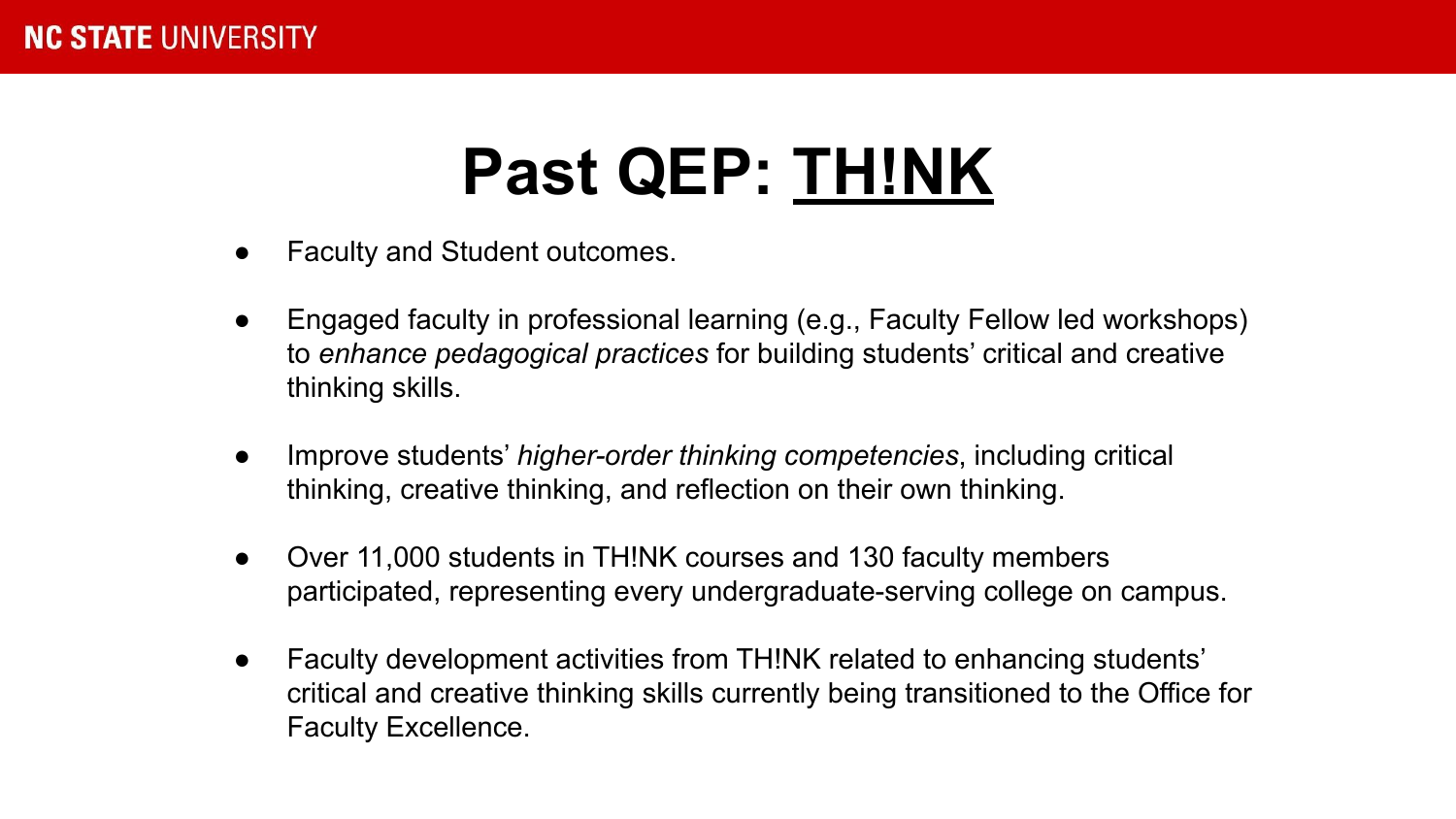# Past QEP: TH!NK

- Faculty and Student outcomes.
- Engaged faculty in professional learning (e.g., Faculty Fellow led workshops) to *enhance pedagogical practices* for building students' critical and creative thinking skills.
- Improve students' *higher-order thinking competencies*, including critical thinking, creative thinking, and reflection on their own thinking.
- Over 11,000 students in TH!NK courses and 130 faculty members participated, representing every undergraduate-serving college on campus.
- Faculty development activities from TH!NK related to enhancing students' critical and creative thinking skills currently being transitioned to the Office for Faculty Excellence.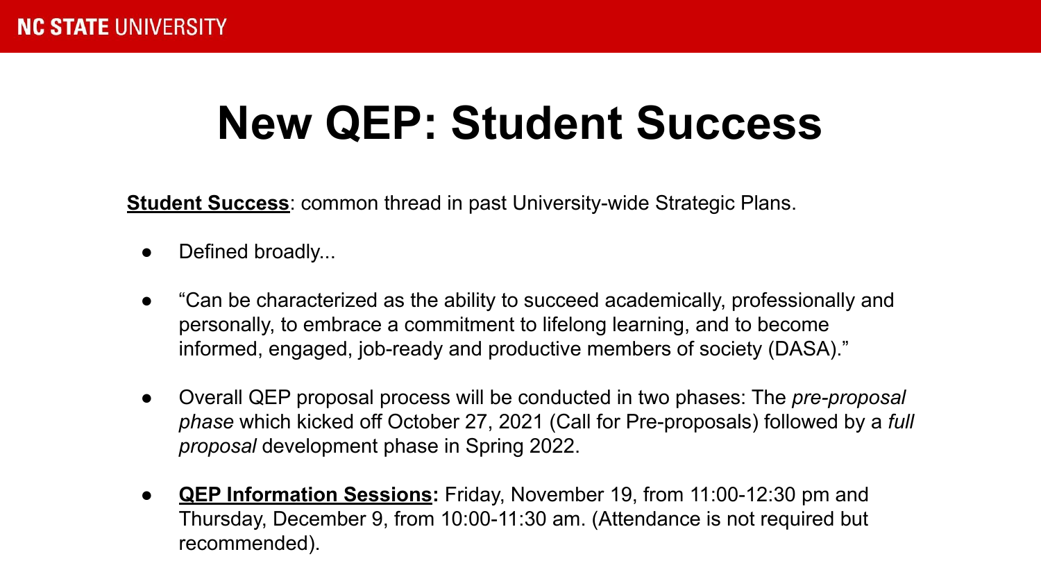# New QEP: Student Success

**Student Success**: common thread in past University-wide Strategic Plans.

- Defined broadly...
- "Can be characterized as the ability to succeed academically, professionally and personally, to embrace a commitment to lifelong learning, and to become informed, engaged, job-ready and productive members of society (DASA)."
- Overall QEP proposal process will be conducted in two phases: The *pre-proposal phase* which kicked off October 27, 2021 (Call for Pre-proposals) followed by a *full proposal* development phase in Spring 2022.
- **QEP Information Sessions:** Friday, November 19, from 11:00-12:30 pm and Thursday, December 9, from 10:00-11:30 am. (Attendance is not required but recommended).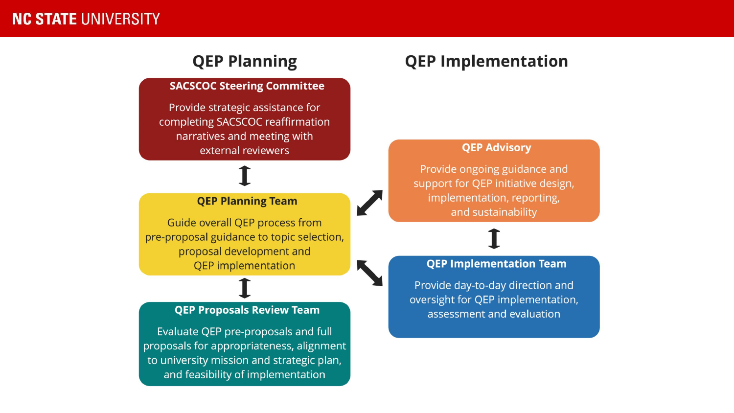## QEP Planning

### SACSCOC Steering Committee

Provide strategic assistance for completing SACSCOC reaffirmation narratives and meeting with external reviewers

### QEP Planning Team

Guide overall QEP process from pre-proposal guidance to topic selection, proposal development and QEP implementation

### QEP Proposals Review Team

Evaluate QEP pre-proposals and full proposals for appropriateness, alignment to university mission and strategic plan, and feasibility of implementation

## QEP Implementation

### QEP Advisory

Provide ongoing guidance and support for QEP initiative design, implementation, reporting, and sustainability

### QEP Implementation Team

Provide day-to-day direction and oversight for QEP implementation, assessment and evaluation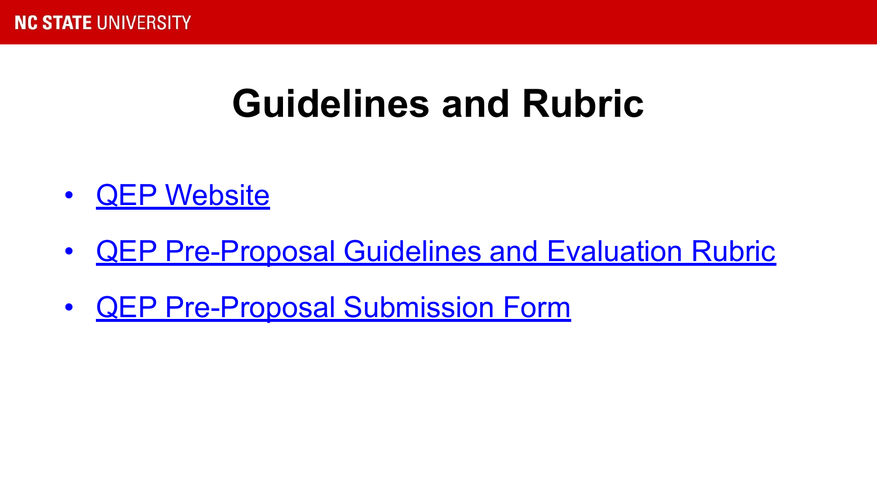# Guidelines and Rubric

- QEP Website
- QEP Pre-Proposal Guidelines and Evaluation Rubric
- QEP Pre-Proposal Submission Form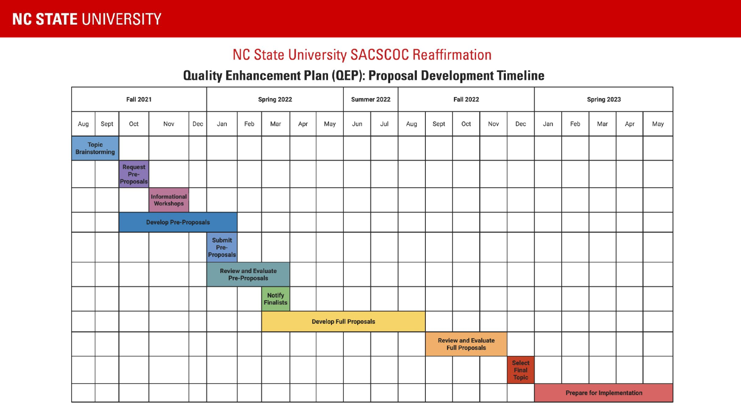## NC State University SACSCOC Reaffirmation

### Quality Enhancement Plan (QEP): Proposal Development Timeline

| Fall 2021 | | | | | Spring 2022 | | | | | Summer 2022 | | Fall 2022 | | | | | Spring 2023 | | | | |
|---|---|---|---|---|---|---|---|---|---|---|---|---|---|---|---|---|---|---|---|---|---|
| Aug | Sept | Oct | Nov | Dec | Jan | Feb | Mar | Apr | May | Jun | Jul | Aug | Sept | Oct | Nov | Dec | Jan | Feb | Mar | Apr | May |
| Topic Brainstorming | | | | | | | | | | | | | | | | | | | | | |
| | | Request Pre-Proposals | | | | | | | | | | | | | | | | | | | |
| | | | Informational Workshops | | | | | | | | | | | | | | | | | | |
| | | Develop Pre-Proposals | | | | | | | | | | | | | | | | | | | |
| | | | | | Submit Pre-Proposals | | | | | | | | | | | | | | | | |
| | | | | | Review and Evaluate Pre-Proposals | | | | | | | | | | | | | | | | |
| | | | | | | | Notify Finalists | | | | | | | | | | | | | | |
| | | | | | | | Develop Full Proposals | | | | | | | | | | | | | | |
| | | | | | | | | | | | | | Review and Evaluate Full Proposals | | | | | | | | |
| | | | | | | | | | | | | | | | | Select Final Topic | | | | | |
| | | | | | | | | | | | | | | | | | Prepare for Implementation | | | | |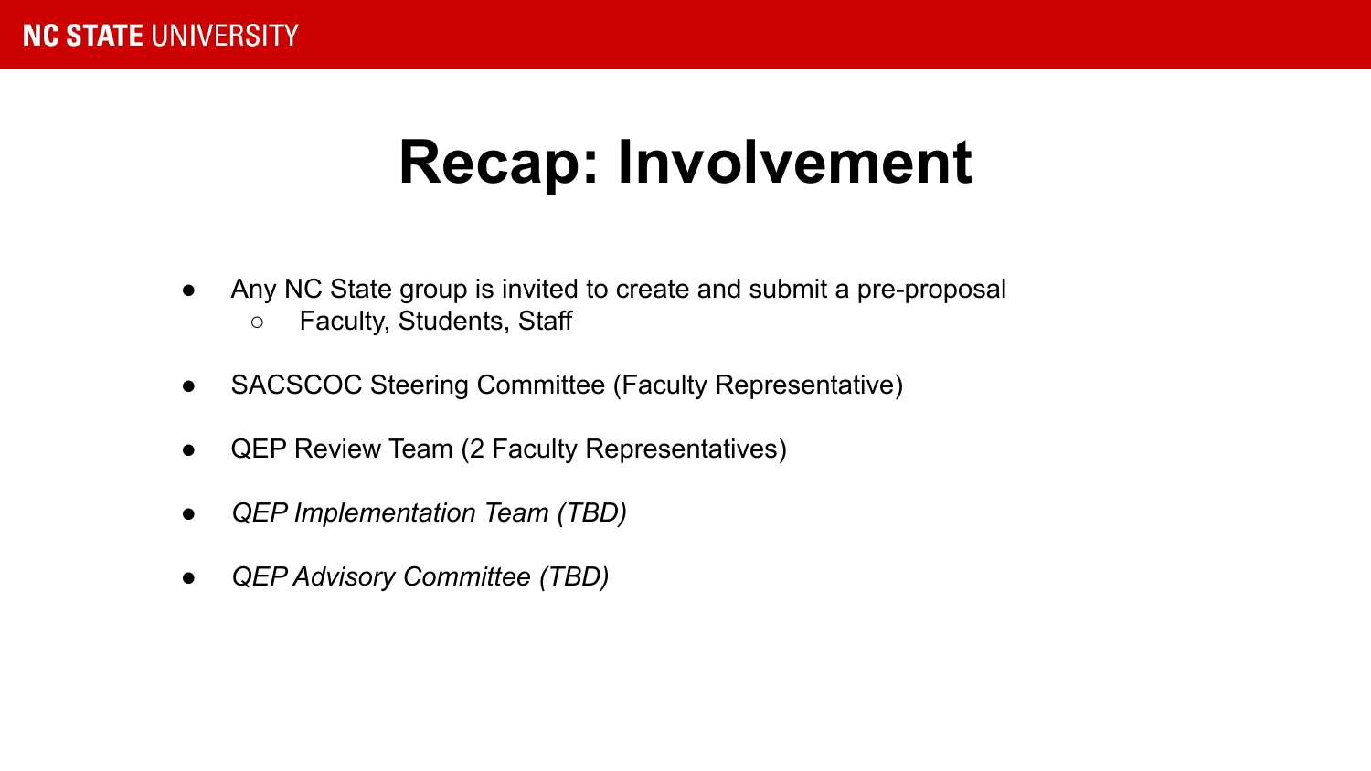# Recap: Involvement

- Any NC State group is invited to create and submit a pre-proposal
  - Faculty, Students, Staff
- SACSCOC Steering Committee (Faculty Representative)
- QEP Review Team (2 Faculty Representatives)
- *QEP Implementation Team (TBD)*
- *QEP Advisory Committee (TBD)*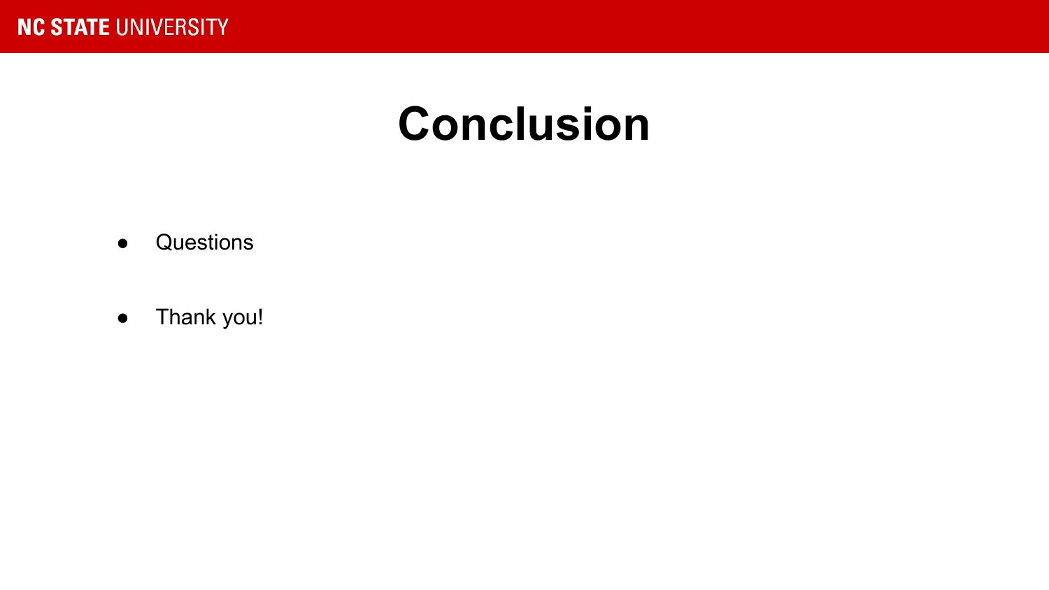# Conclusion

- Questions
- Thank you!